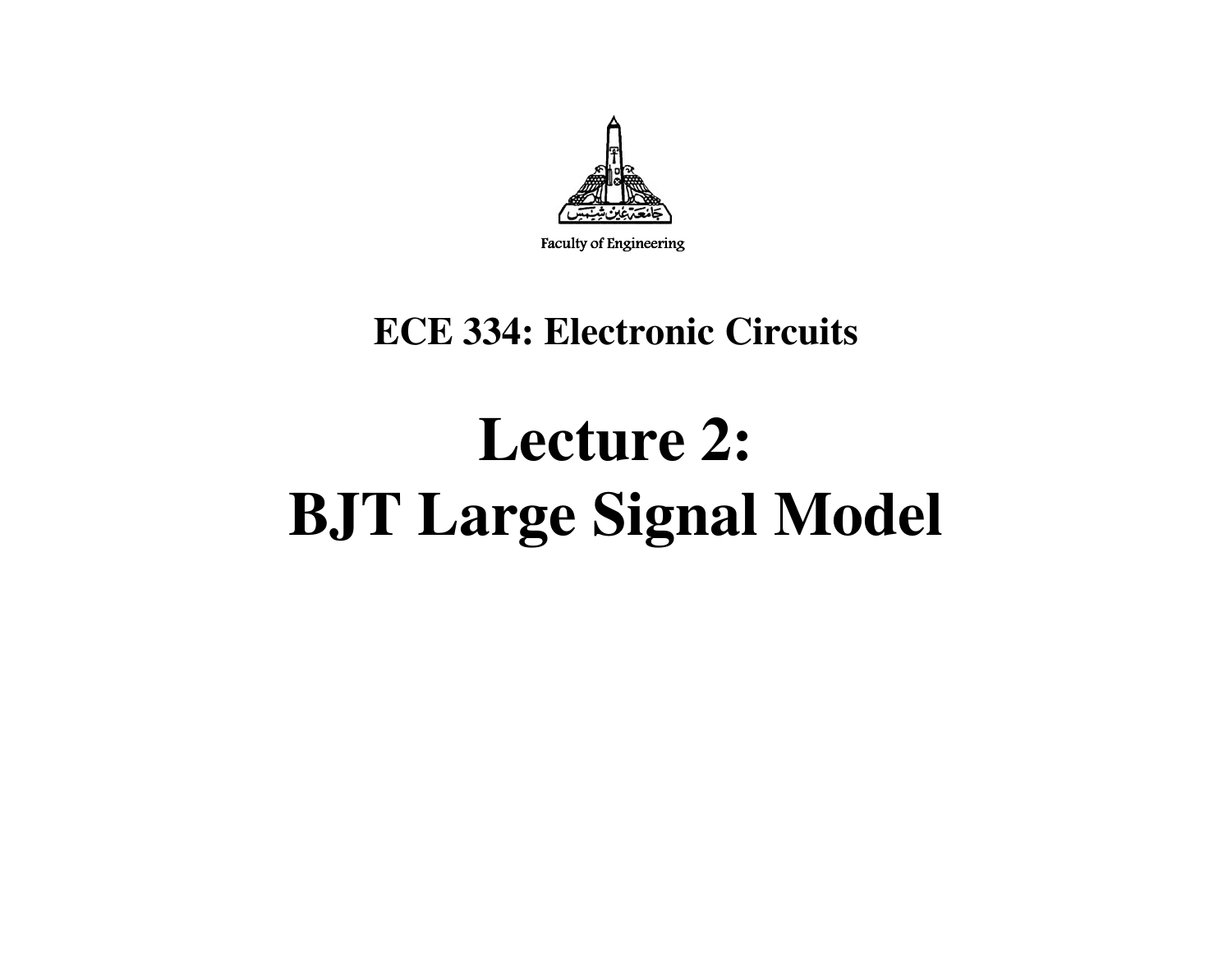Faculty of Engineering

## ECE 334: Electronic Circuits

# Lecture 2:
# BJT Large Signal Model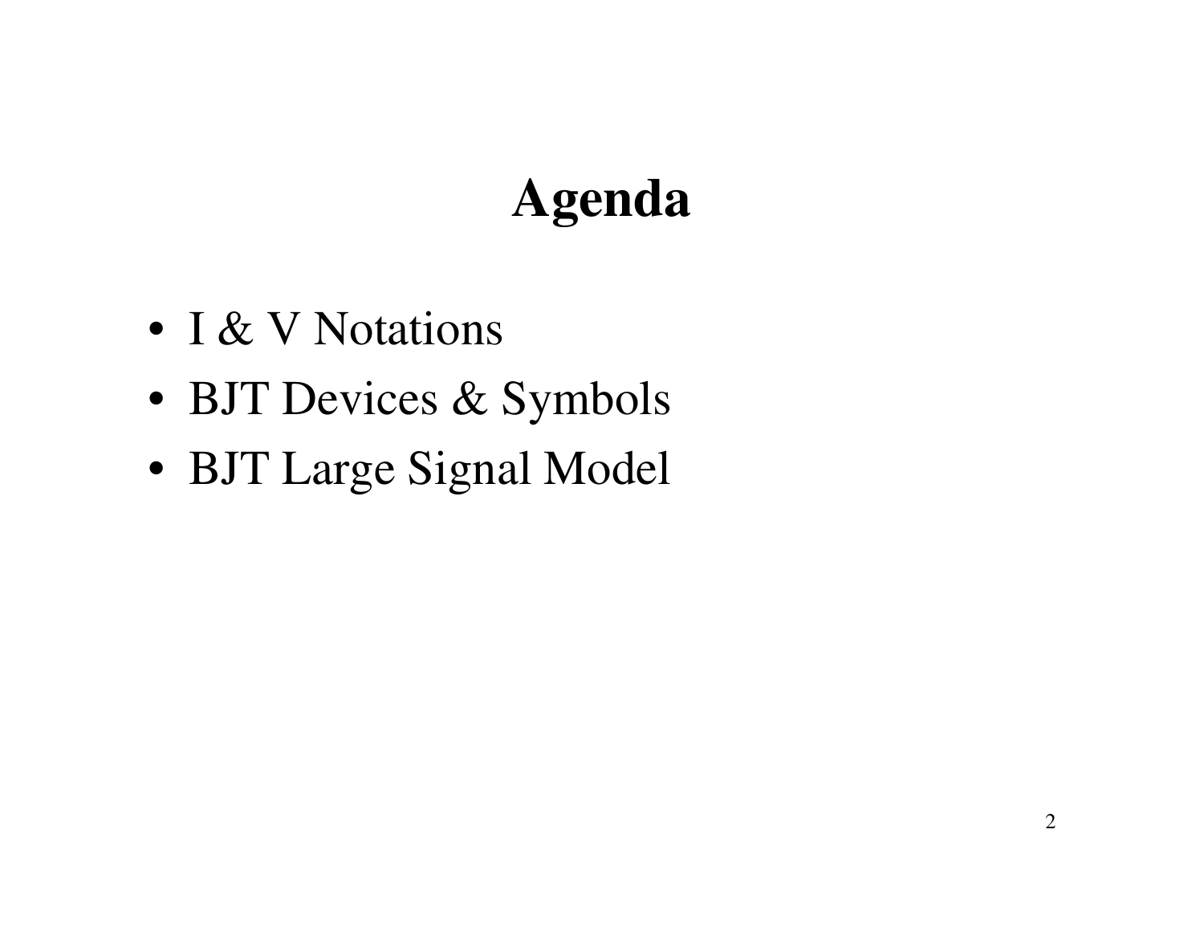# Agenda

- I & V Notations
- BJT Devices & Symbols
- BJT Large Signal Model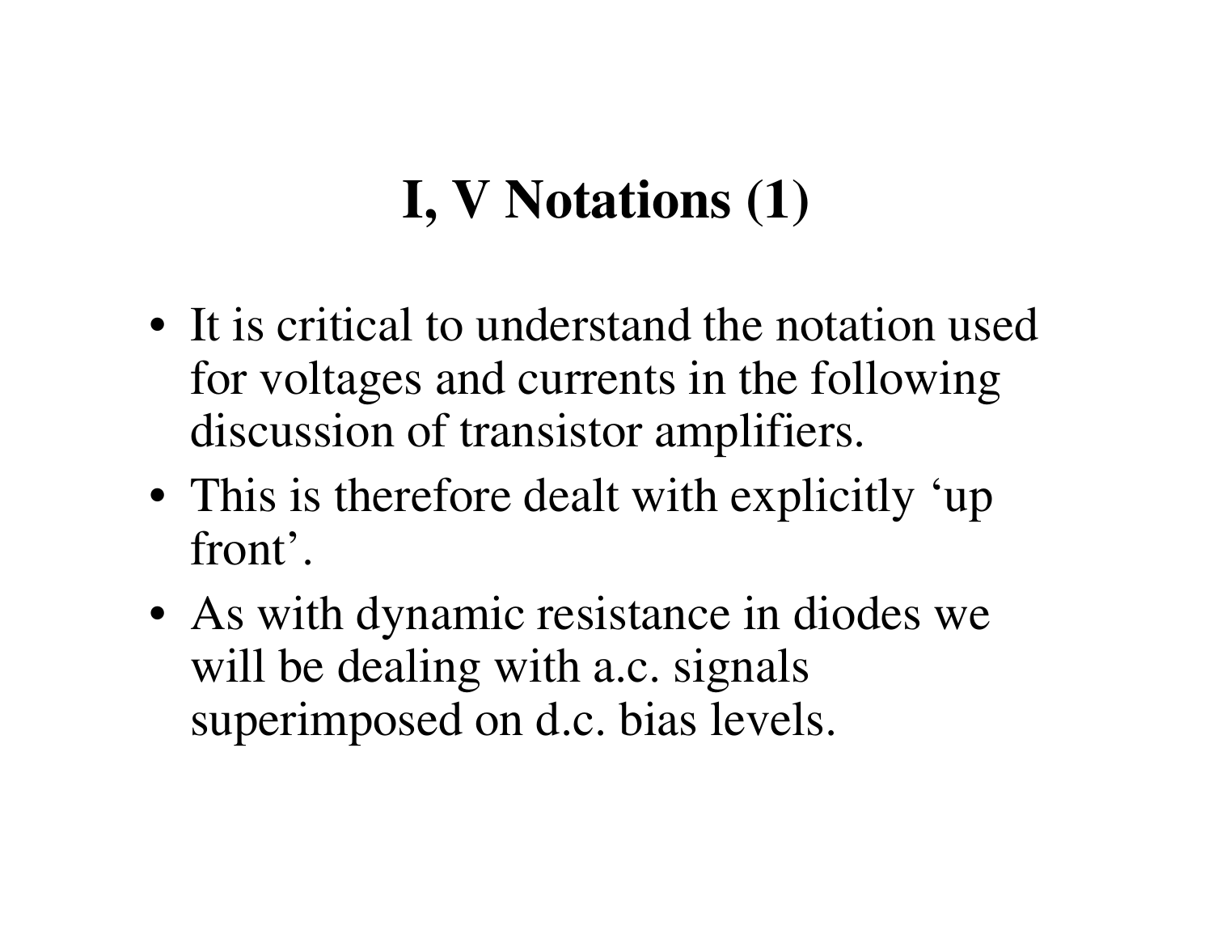# I, V Notations (1)

- It is critical to understand the notation used for voltages and currents in the following discussion of transistor amplifiers.
- This is therefore dealt with explicitly 'up front'.
- As with dynamic resistance in diodes we will be dealing with a.c. signals superimposed on d.c. bias levels.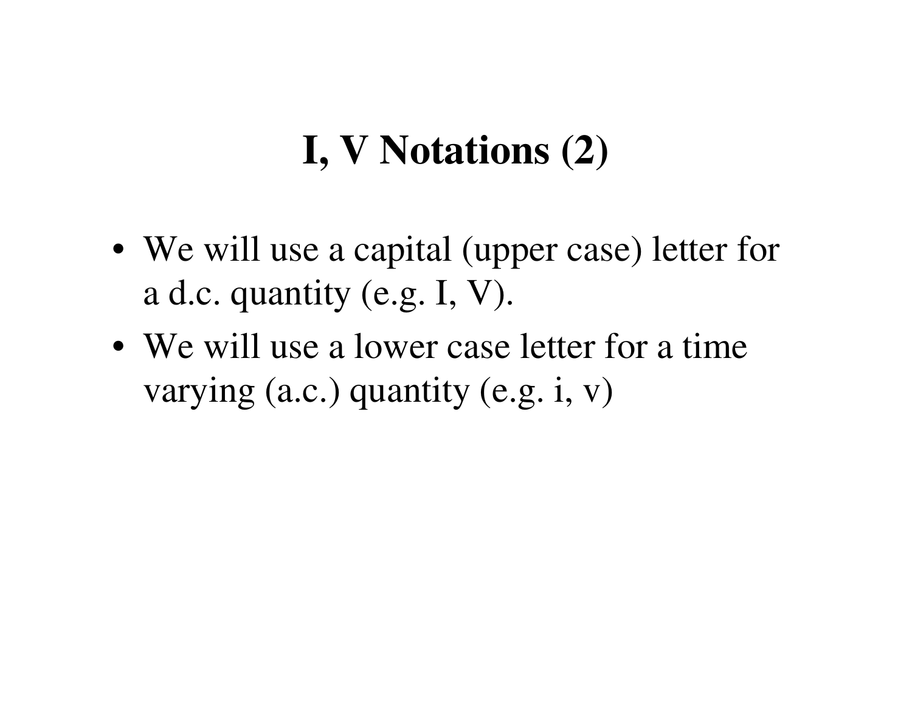# I, V Notations (2)

- We will use a capital (upper case) letter for a d.c. quantity (e.g. $I$, $V$).
- We will use a lower case letter for a time varying (a.c.) quantity (e.g. $i$, $v$)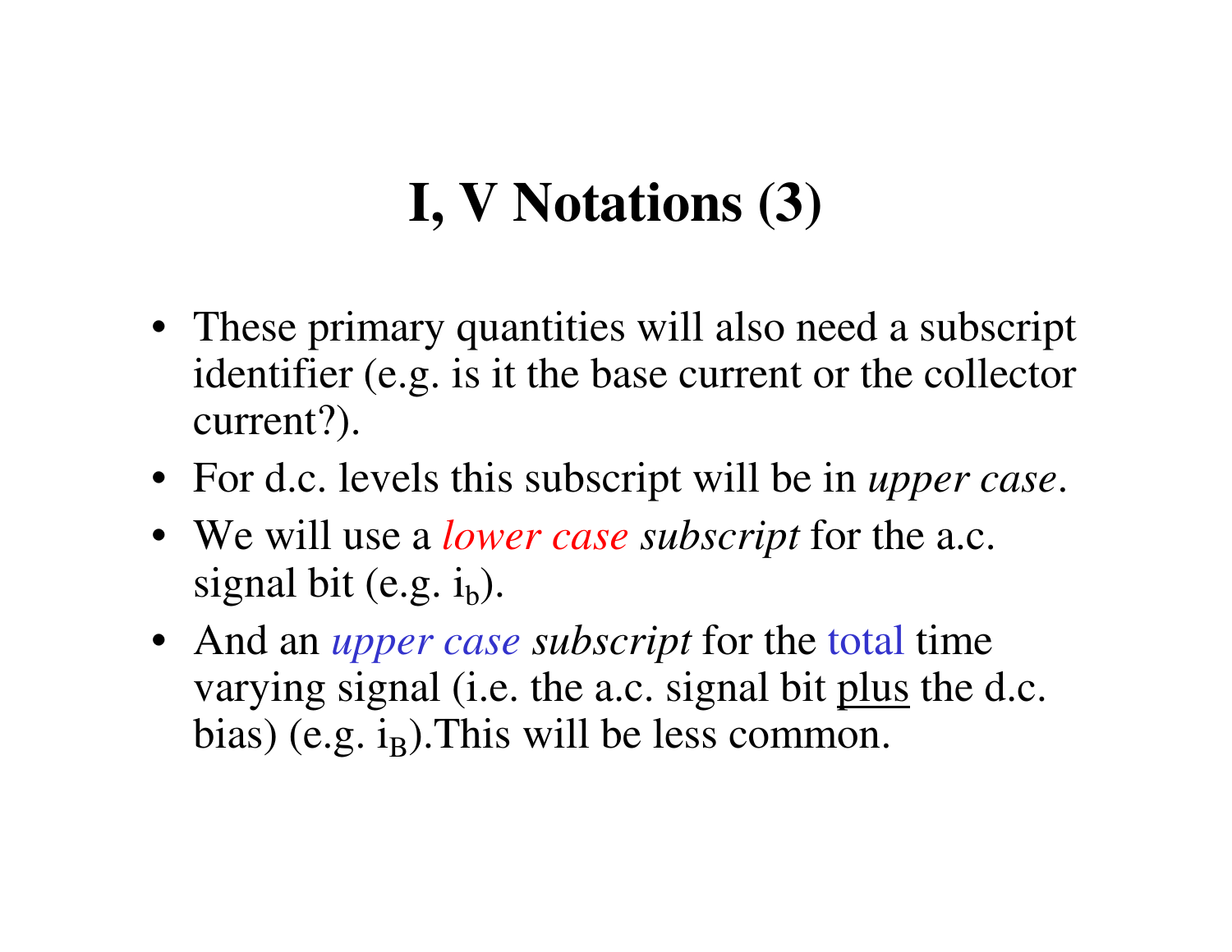# I, V Notations (3)

- These primary quantities will also need a subscript identifier (e.g. is it the base current or the collector current?).
- For d.c. levels this subscript will be in *upper case*.
- We will use a *lower case subscript* for the a.c. signal bit (e.g. $i_b$).
- And an *upper case subscript* for the total time varying signal (i.e. the a.c. signal bit plus the d.c. bias) (e.g. $i_B$).This will be less common.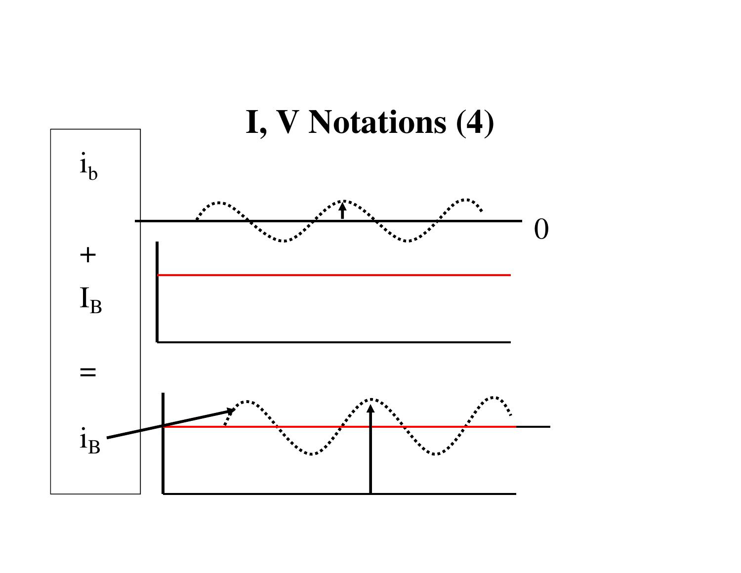# I, V Notations (4)

$i_b$

$+$

$I_B$

$=$

$i_B$

0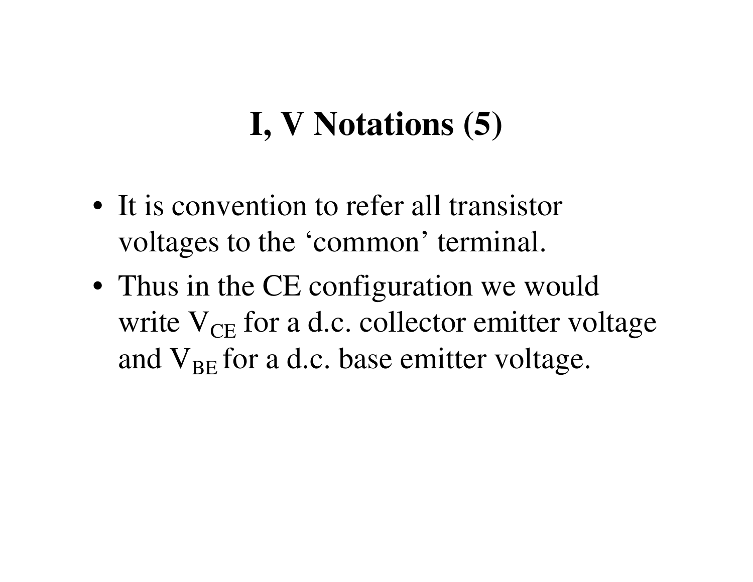# I, V Notations (5)

- It is convention to refer all transistor voltages to the ‘common’ terminal.
- Thus in the CE configuration we would write $V_{CE}$ for a d.c. collector emitter voltage and $V_{BE}$ for a d.c. base emitter voltage.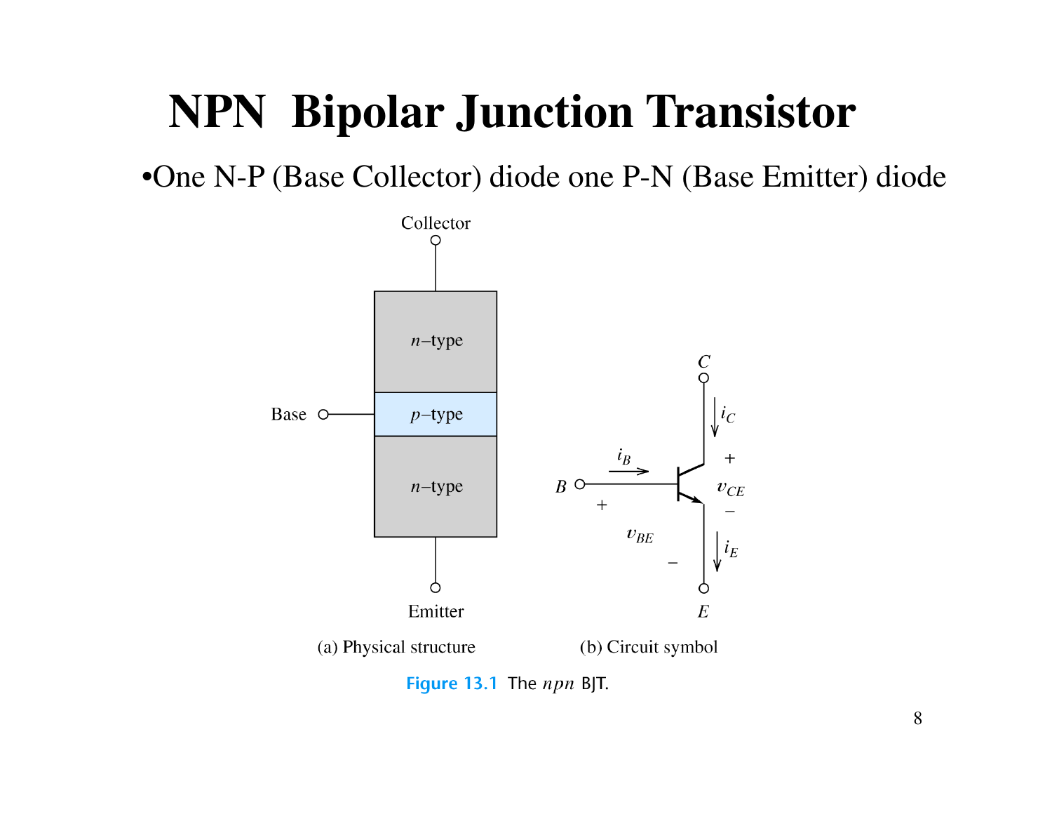# NPN Bipolar Junction Transistor

- One N-P (Base Collector) diode one P-N (Base Emitter) diode

(a) Physical structure (b) Circuit symbol

**Figure 13.1** The *npn* BJT.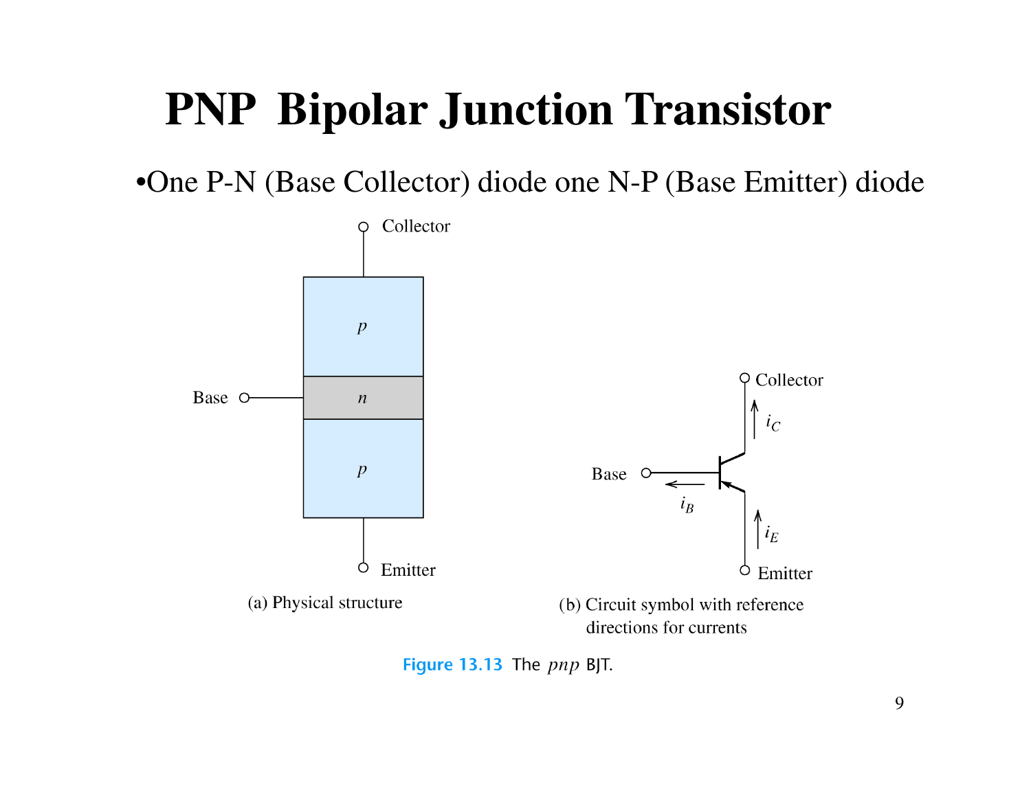# PNP Bipolar Junction Transistor

- One P-N (Base Collector) diode one N-P (Base Emitter) diode

(a) Physical structure

(b) Circuit symbol with reference directions for currents

**Figure 13.13** The *pnp* BJT.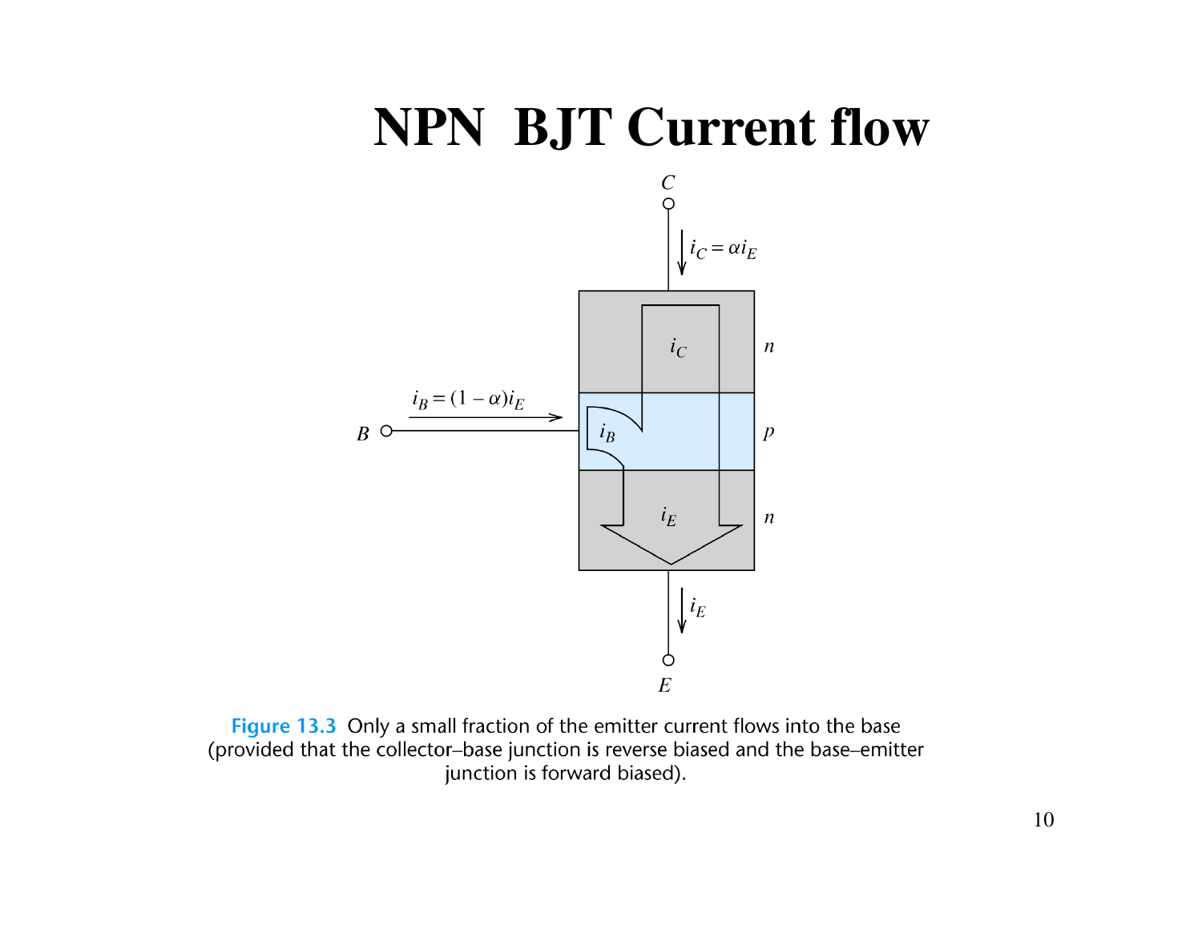# NPN BJT Current flow

$C$

$i_C = \alpha i_E$

$i_C$

$n$

$i_B = (1-\alpha)i_E$

$B$

$i_B$

$p$

$i_E$

$n$

$i_E$

$E$

Figure 13.3 Only a small fraction of the emitter current flows into the base (provided that the collector–base junction is reverse biased and the base–emitter junction is forward biased).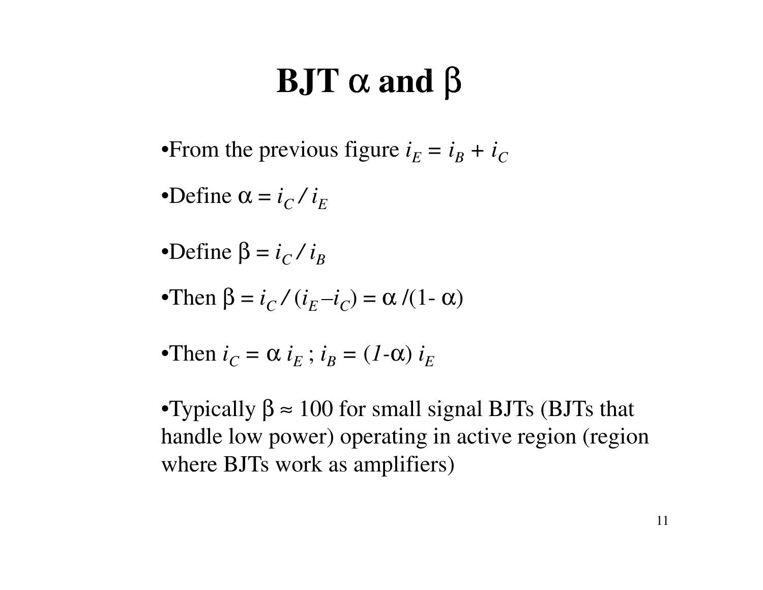# BJT $\alpha$ and $\beta$

- From the previous figure $i_E = i_B + i_C$
- Define $\alpha = i_C / i_E$
- Define $\beta = i_C / i_B$
- Then $\beta = i_C / (i_E - i_C) = \alpha / (1 - \alpha)$
- Then $i_C = \alpha\, i_E$ ; $i_B = (1-\alpha)\, i_E$
- Typically $\beta \approx 100$ for small signal BJTs (BJTs that handle low power) operating in active region (region where BJTs work as amplifiers)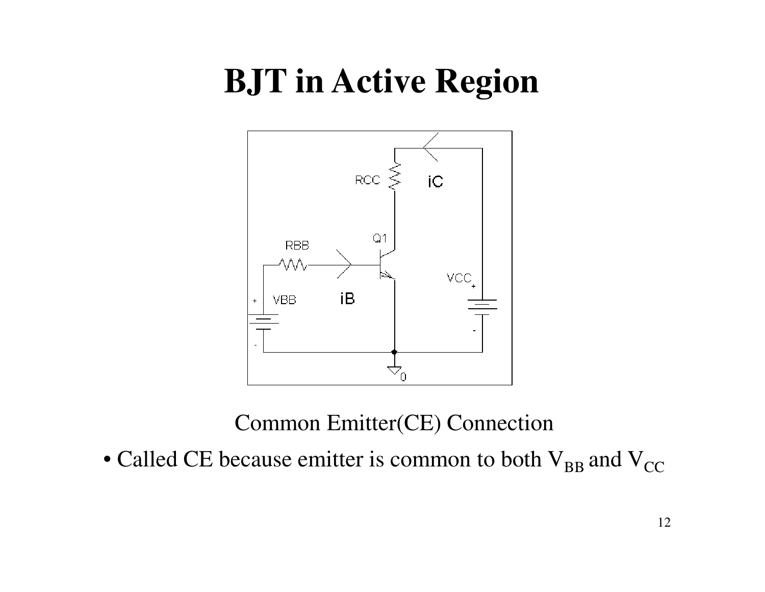# BJT in Active Region

Common Emitter(CE) Connection

- Called CE because emitter is common to both $V_{BB}$ and $V_{CC}$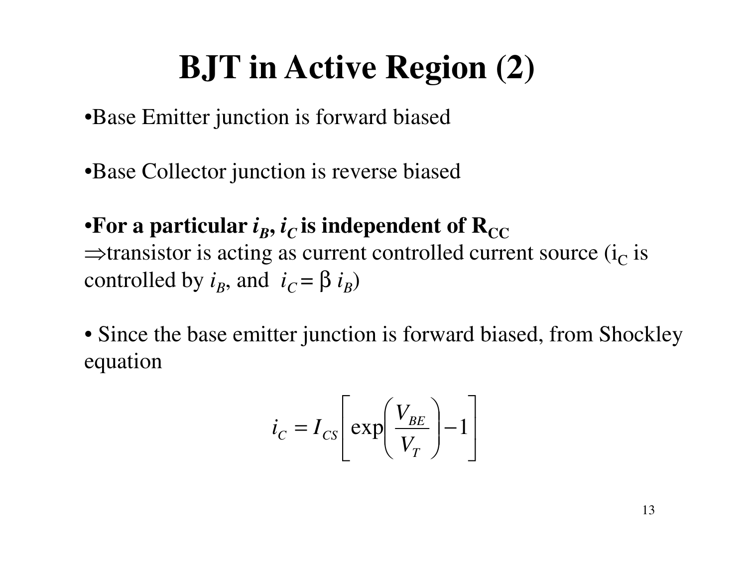# BJT in Active Region (2)

- Base Emitter junction is forward biased

- Base Collector junction is reverse biased

- **For a particular $i_B$, $i_C$ is independent of $R_{CC}$**

$\Rightarrow$transistor is acting as current controlled current source ($i_C$ is controlled by $i_B$, and $i_C = \beta\, i_B$)

- Since the base emitter junction is forward biased, from Shockley equation

$$i_C = I_{CS}\left[\exp\left(\frac{V_{BE}}{V_T}\right) - 1\right]$$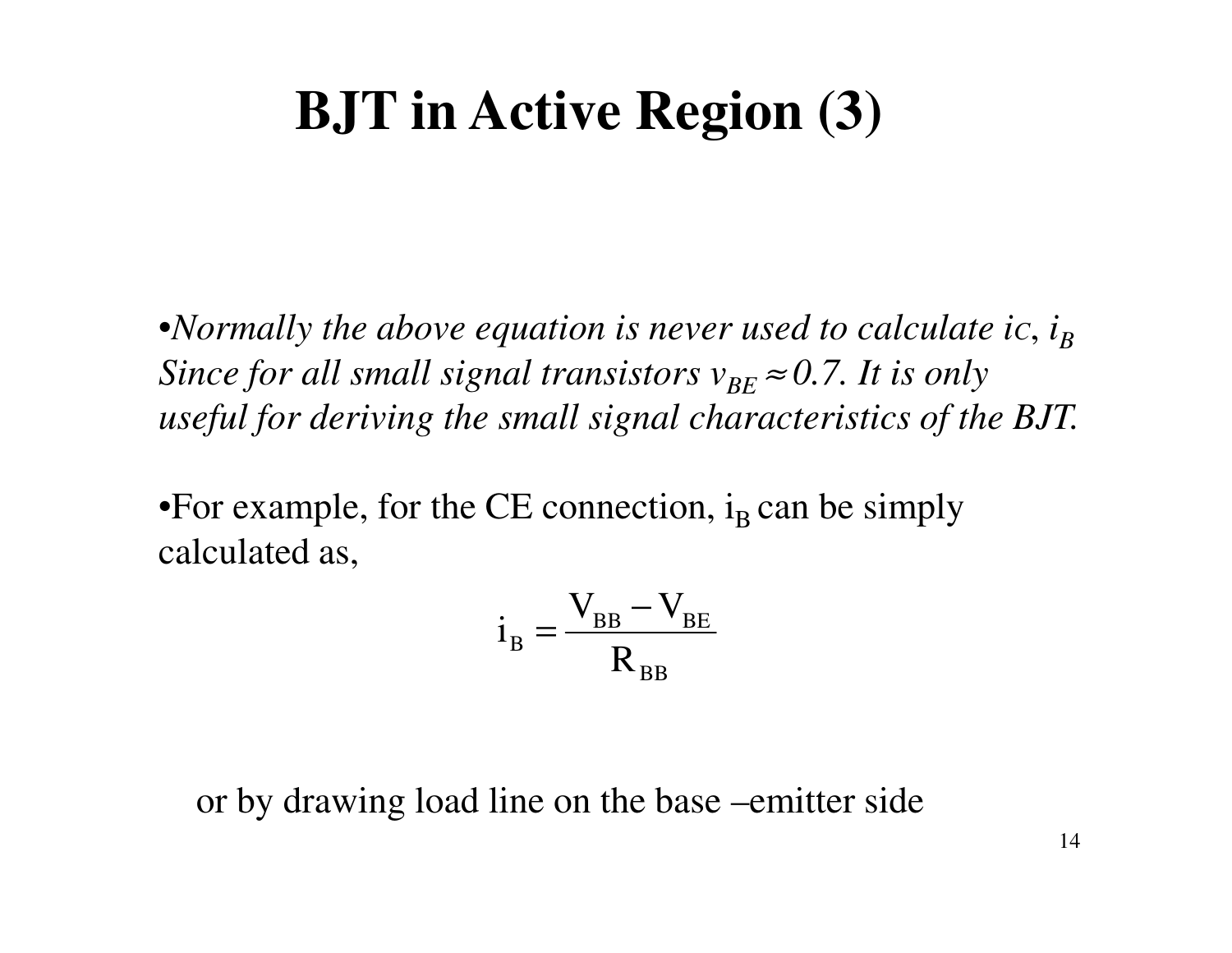# BJT in Active Region (3)

- *Normally the above equation is never used to calculate $i_C$, $i_B$ Since for all small signal transistors $v_{BE} \approx 0.7$. It is only useful for deriving the small signal characteristics of the BJT.*

- For example, for the CE connection, $i_B$ can be simply calculated as,

$$i_B = \frac{V_{BB} - V_{BE}}{R_{BB}}$$

or by drawing load line on the base –emitter side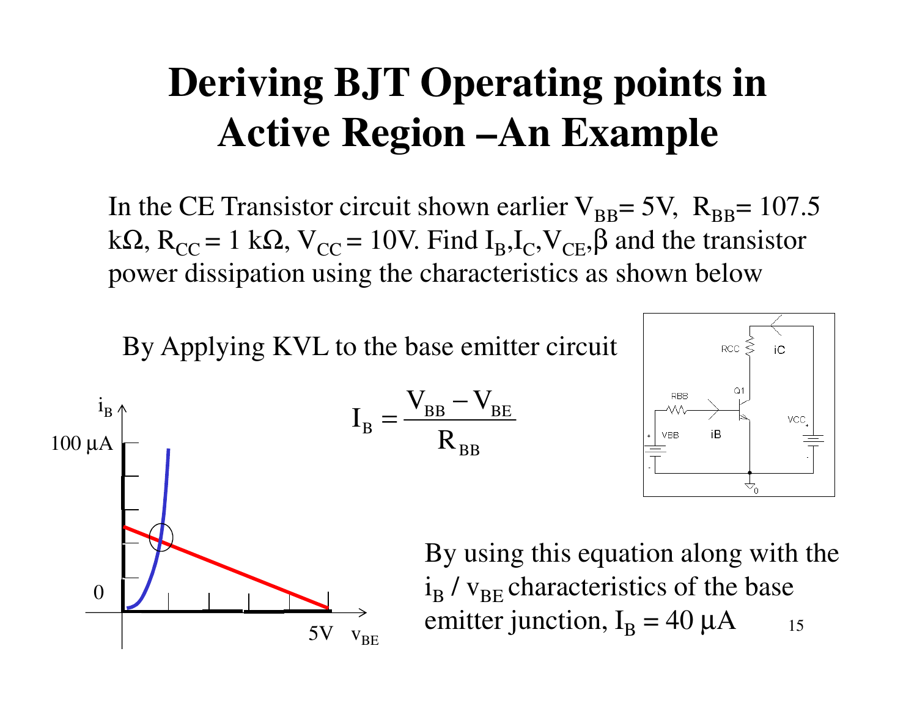# Deriving BJT Operating points in Active Region –An Example

In the CE Transistor circuit shown earlier $V_{BB}$= 5V, $R_{BB}$= 107.5 kΩ, $R_{CC}$ = 1 kΩ, $V_{CC}$ = 10V. Find $I_B$,$I_C$,$V_{CE}$,β and the transistor power dissipation using the characteristics as shown below

By Applying KVL to the base emitter circuit

$$I_B = \frac{V_{BB} - V_{BE}}{R_{BB}}$$

By using this equation along with the $i_B$ / $v_{BE}$ characteristics of the base emitter junction, $I_B$ = 40 μA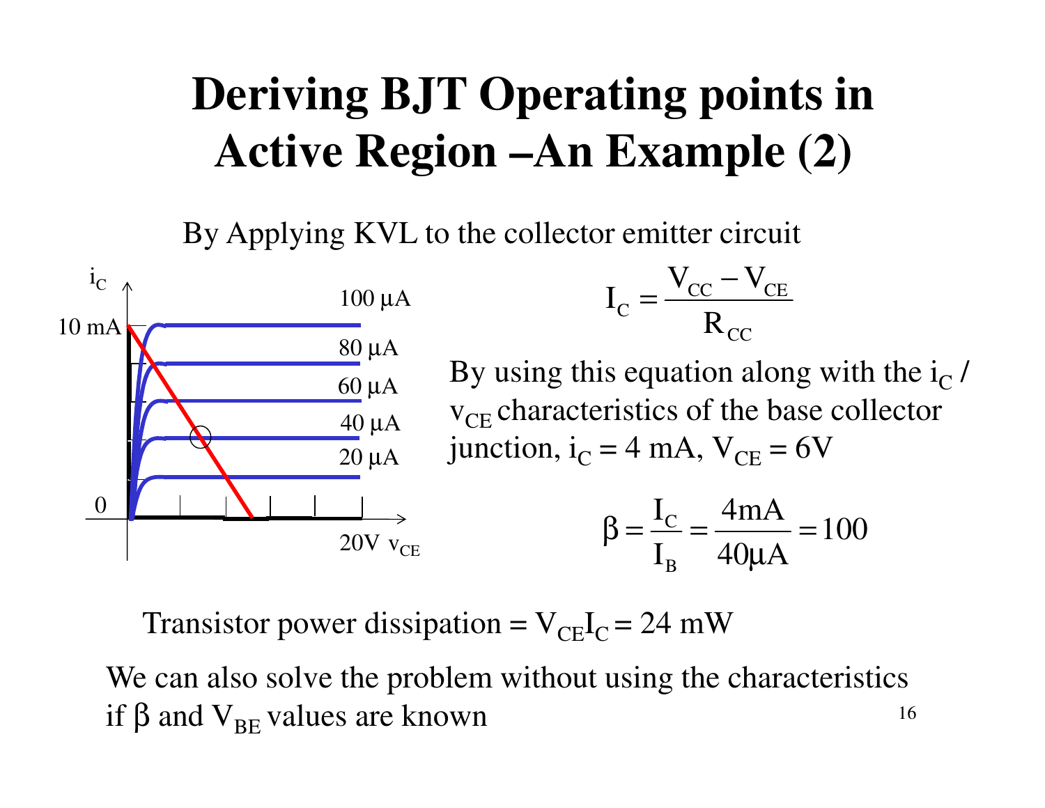# Deriving BJT Operating points in Active Region –An Example (2)

By Applying KVL to the collector emitter circuit

$$I_C = \frac{V_{CC} - V_{CE}}{R_{CC}}$$

By using this equation along with the $i_C$ / $v_{CE}$ characteristics of the base collector junction, $i_C = 4$ mA, $V_{CE} = 6$V

$$\beta = \frac{I_C}{I_B} = \frac{4\text{mA}}{40\mu\text{A}} = 100$$

Transistor power dissipation = $V_{CE}I_C = 24$ mW

We can also solve the problem without using the characteristics if $\beta$ and $V_{BE}$ values are known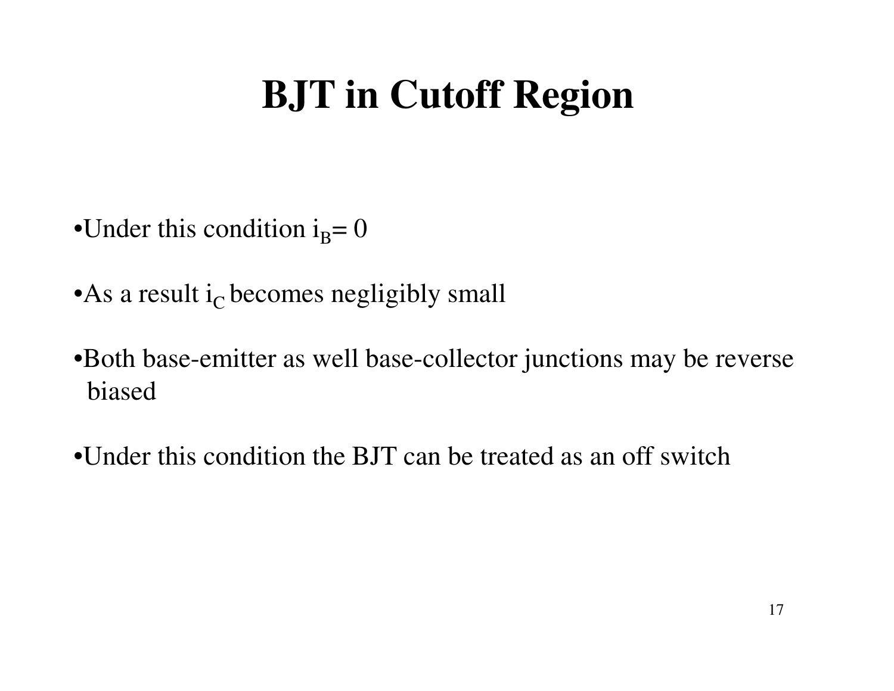# BJT in Cutoff Region

- Under this condition $i_B = 0$
- As a result $i_C$ becomes negligibly small
- Both base-emitter as well base-collector junctions may be reverse biased
- Under this condition the BJT can be treated as an off switch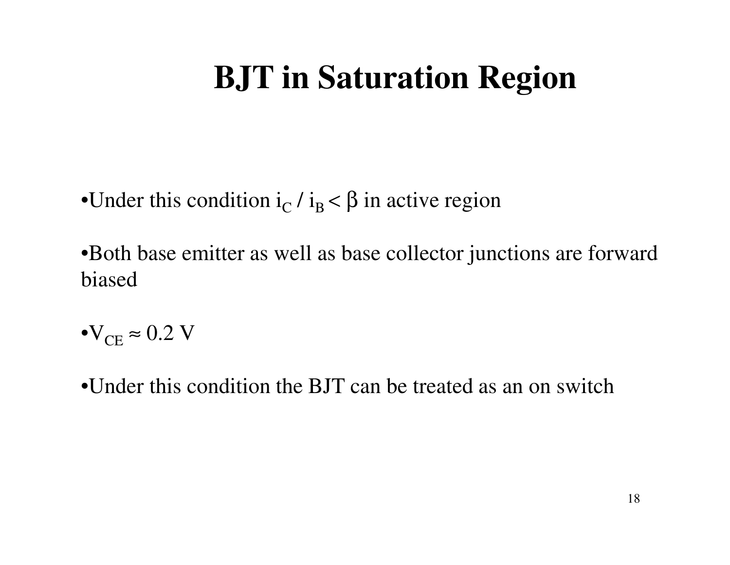# BJT in Saturation Region

- Under this condition $i_C$ / $i_B$ < $\beta$ in active region

- Both base emitter as well as base collector junctions are forward biased

- $V_{CE} \approx 0.2$ V

- Under this condition the BJT can be treated as an on switch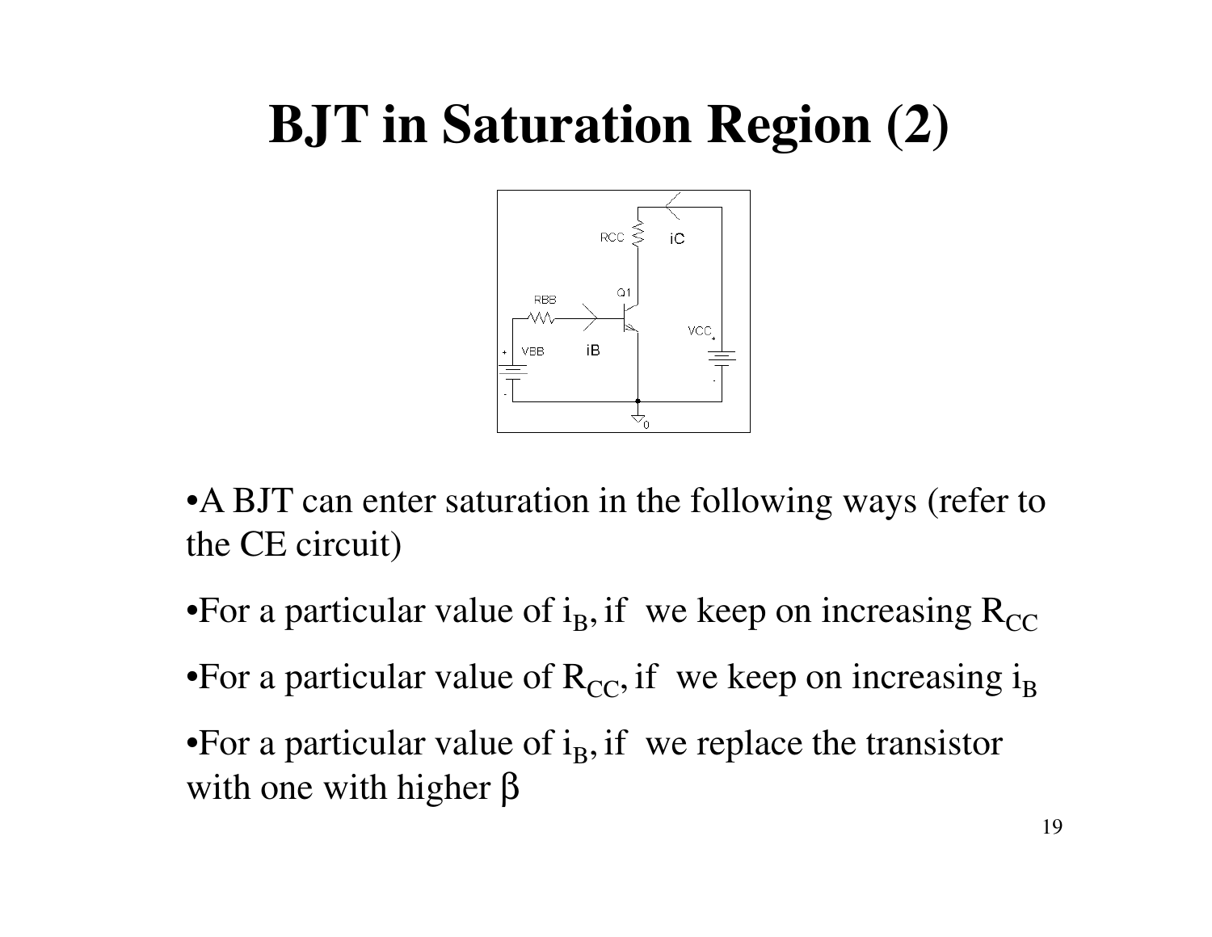# BJT in Saturation Region (2)

- A BJT can enter saturation in the following ways (refer to the CE circuit)
- For a particular value of $i_B$, if we keep on increasing $R_{CC}$
- For a particular value of $R_{CC}$, if we keep on increasing $i_B$
- For a particular value of $i_B$, if we replace the transistor with one with higher $\beta$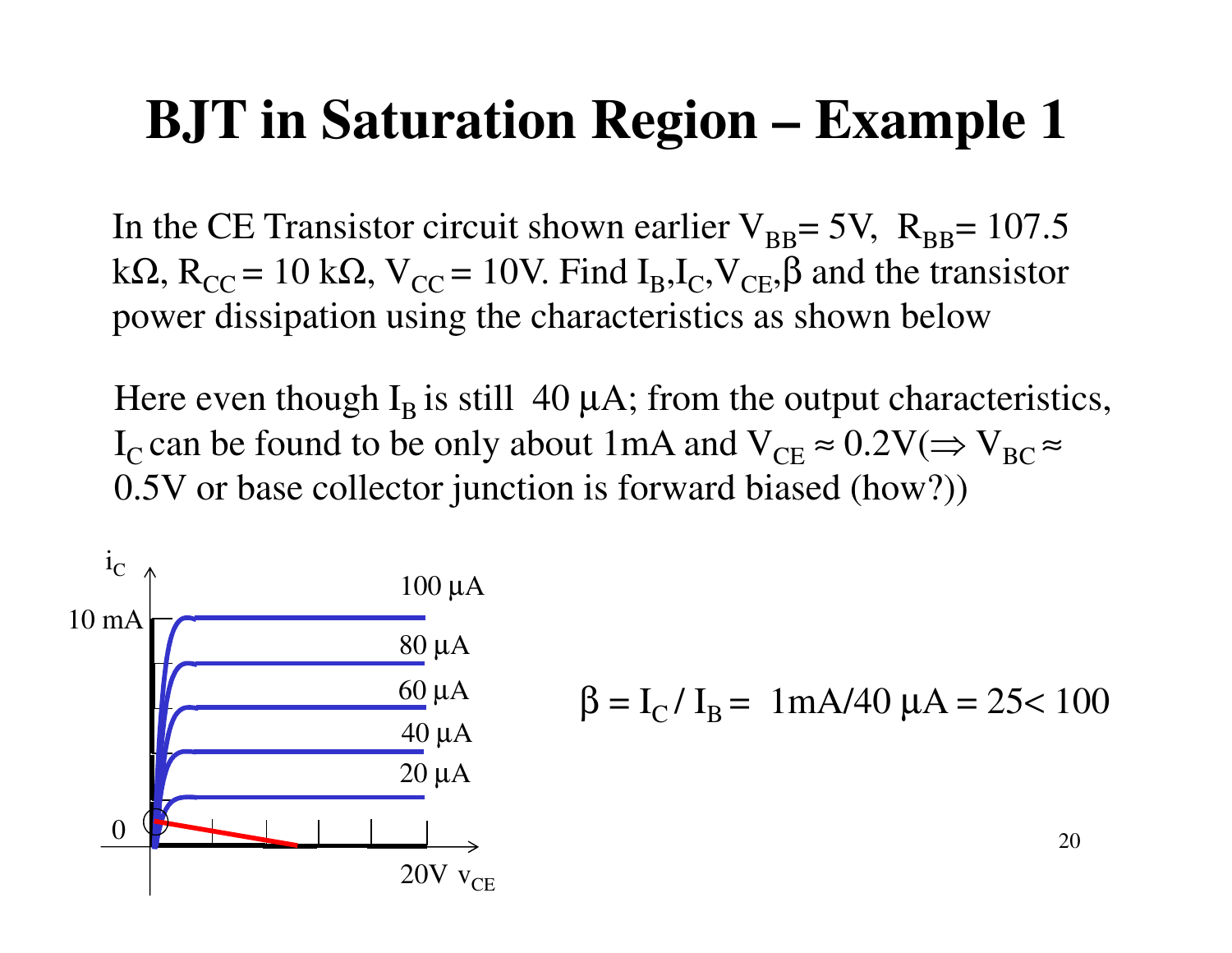# BJT in Saturation Region – Example 1

In the CE Transistor circuit shown earlier $V_{BB}$= 5V, $R_{BB}$= 107.5 kΩ, $R_{CC}$ = 10 kΩ, $V_{CC}$ = 10V. Find $I_B$,$I_C$,$V_{CE}$,β and the transistor power dissipation using the characteristics as shown below

Here even though $I_B$ is still 40 μA; from the output characteristics, $I_C$ can be found to be only about 1mA and $V_{CE} \approx 0.2$V($\Rightarrow V_{BC} \approx$ 0.5V or base collector junction is forward biased (how?))

$i_C$

10 mA

100 μA

80 μA

60 μA

40 μA

20 μA

0

20V $v_{CE}$

$$\beta = I_C / I_B = 1\text{mA}/40\ \mu\text{A} = 25 < 100$$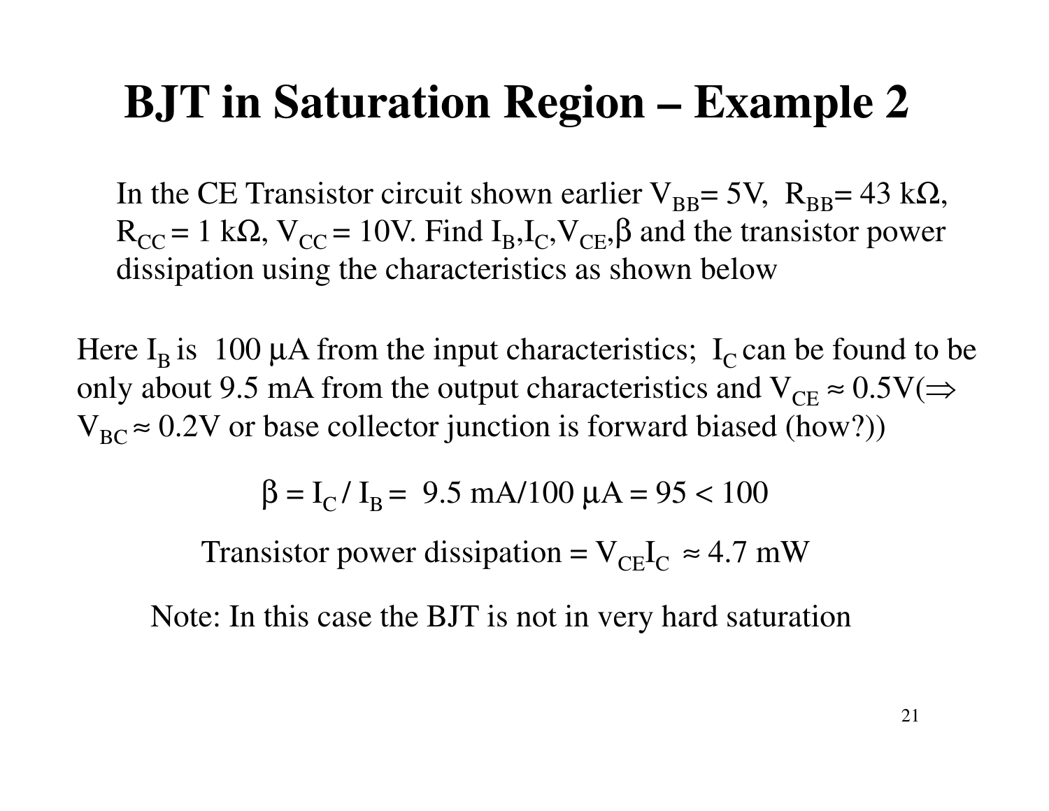# BJT in Saturation Region – Example 2

In the CE Transistor circuit shown earlier $V_{BB}$= 5V, $R_{BB}$= 43 kΩ, $R_{CC}$ = 1 kΩ, $V_{CC}$ = 10V. Find $I_B$,$I_C$,$V_{CE}$,β and the transistor power dissipation using the characteristics as shown below

Here $I_B$ is 100 μA from the input characteristics; $I_C$ can be found to be only about 9.5 mA from the output characteristics and $V_{CE} \approx 0.5V$($\Rightarrow$ $V_{BC} \approx 0.2V$ or base collector junction is forward biased (how?))

$$\beta = I_C / I_B = 9.5 \text{ mA}/100 \text{ μA} = 95 < 100$$

Transistor power dissipation = $V_{CE}I_C \approx 4.7$ mW

Note: In this case the BJT is not in very hard saturation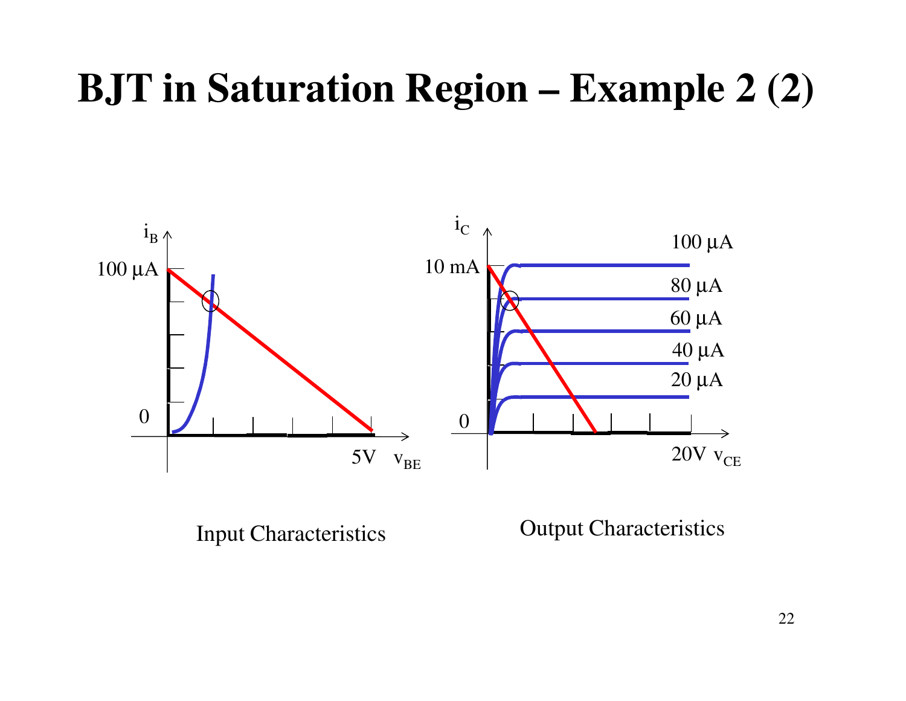# BJT in Saturation Region – Example 2 (2)

$i_B$

100 µA

0

5V $v_{BE}$

Input Characteristics

$i_C$

10 mA

0

100 µA

80 µA

60 µA

40 µA

20 µA

20V $v_{CE}$

Output Characteristics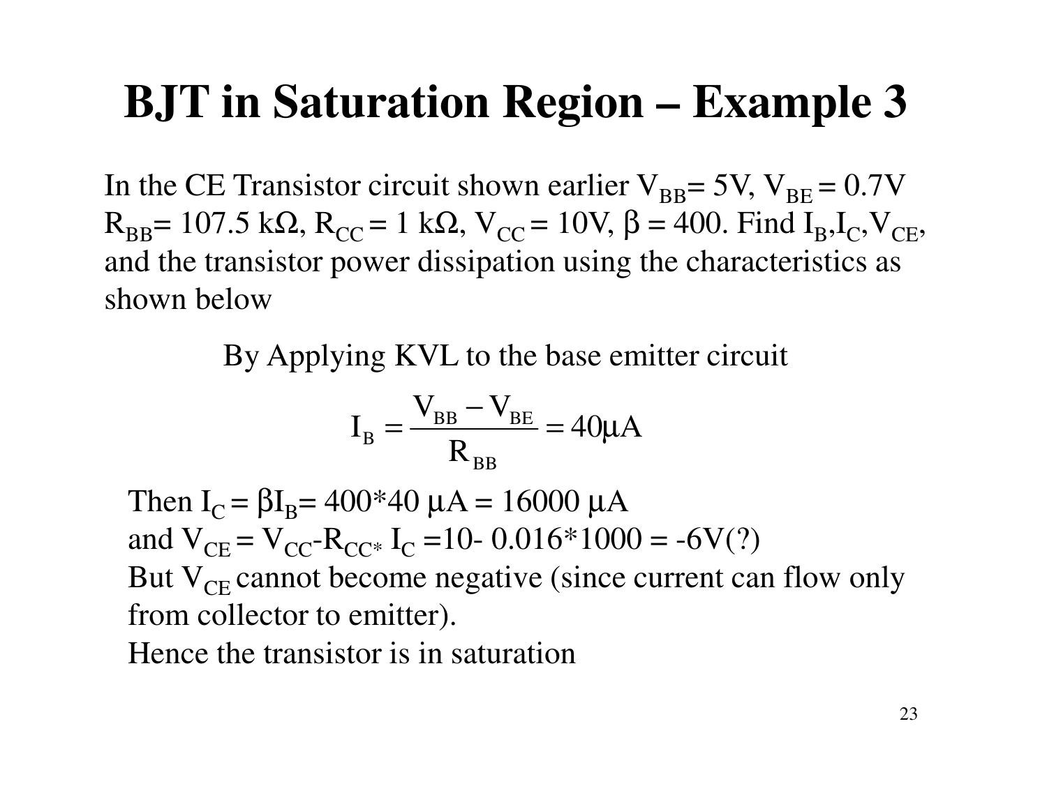# BJT in Saturation Region – Example 3

In the CE Transistor circuit shown earlier $V_{BB}$= 5V, $V_{BE}$ = 0.7V $R_{BB}$= 107.5 kΩ, $R_{CC}$ = 1 kΩ, $V_{CC}$ = 10V, β = 400. Find $I_B$,$I_C$,$V_{CE}$, and the transistor power dissipation using the characteristics as shown below

By Applying KVL to the base emitter circuit

$$I_B = \frac{V_{BB} - V_{BE}}{R_{BB}} = 40\mu A$$

Then $I_C = \beta I_B$= 400*40 μA = 16000 μA

and $V_{CE} = V_{CC} - R_{CC*}\ I_C$ =10- 0.016*1000 = -6V(?)

But $V_{CE}$ cannot become negative (since current can flow only from collector to emitter).

Hence the transistor is in saturation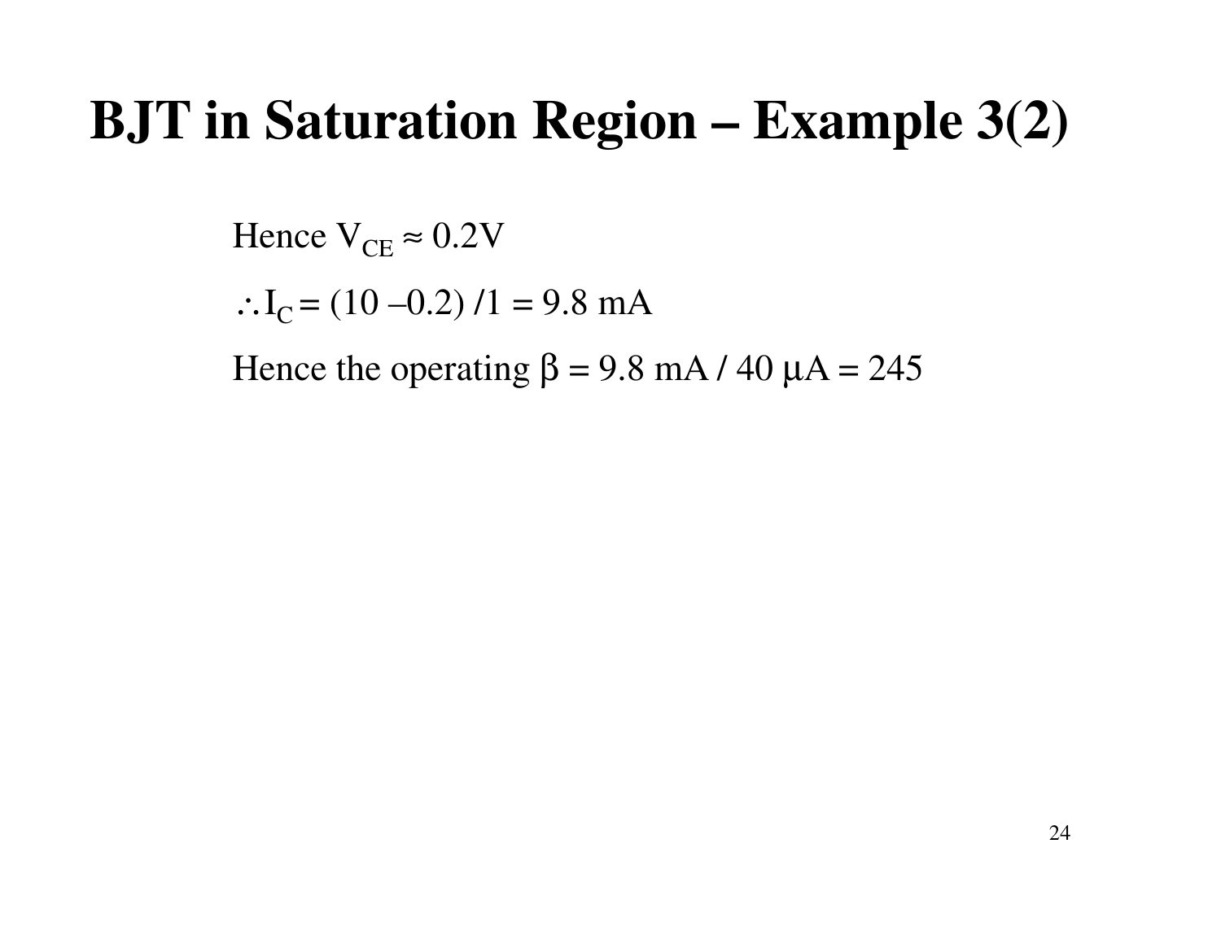# BJT in Saturation Region – Example 3(2)

Hence $V_{CE} \approx 0.2V$

$\therefore I_C = (10 - 0.2) / 1 = 9.8$ mA

Hence the operating $\beta = 9.8$ mA / 40 $\mu$A = 245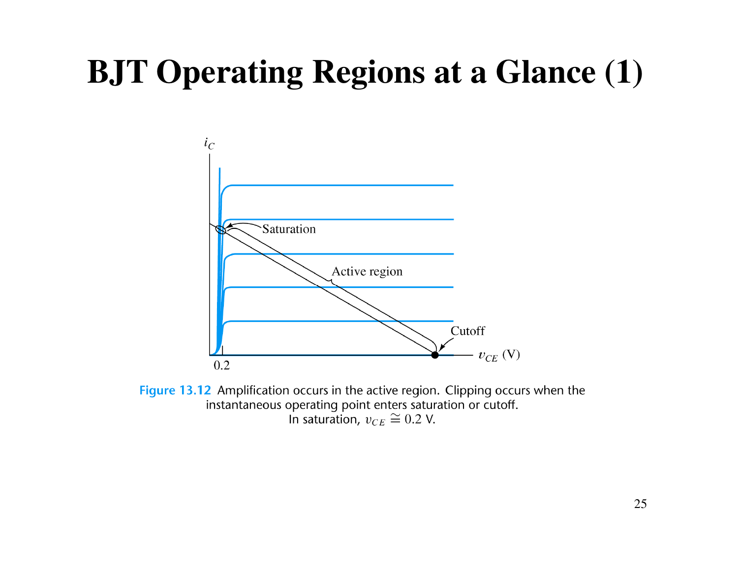# BJT Operating Regions at a Glance (1)

**Figure 13.12** Amplification occurs in the active region. Clipping occurs when the instantaneous operating point enters saturation or cutoff. In saturation, $v_{CE} \cong 0.2$ V.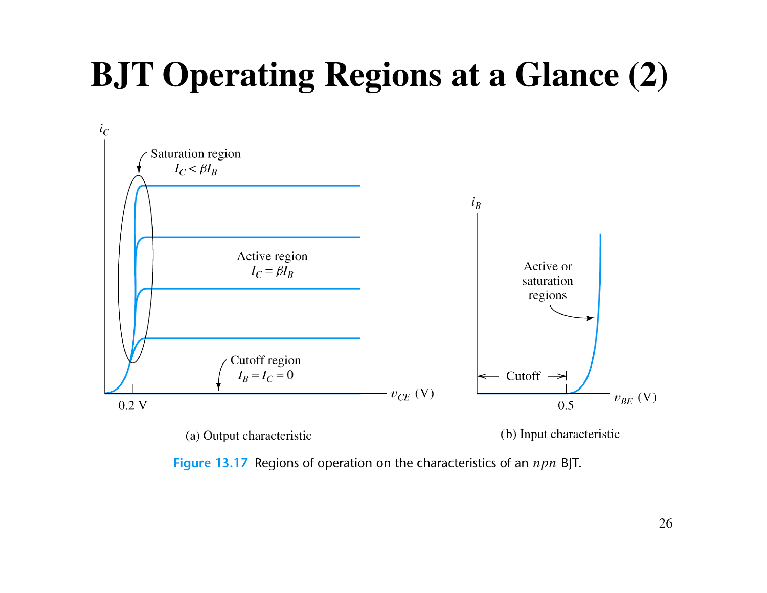# BJT Operating Regions at a Glance (2)

Saturation region
$I_C < \beta I_B$

Active region
$I_C = \beta I_B$

Cutoff region
$I_B = I_C = 0$

$i_C$

$v_{CE}$ (V)

0.2 V

(a) Output characteristic

$i_B$

Active or saturation regions

Cutoff

0.5

$v_{BE}$ (V)

(b) Input characteristic

**Figure 13.17** Regions of operation on the characteristics of an *npn* BJT.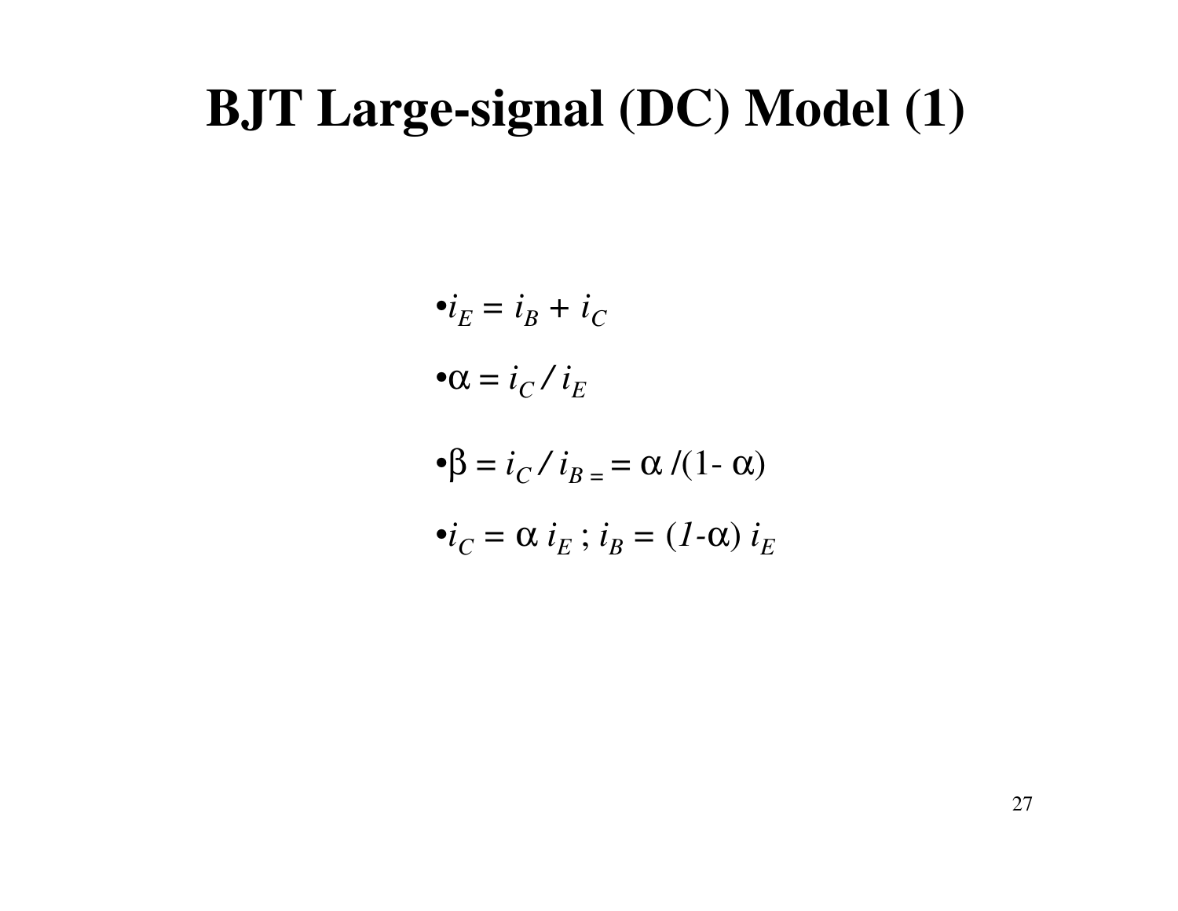# BJT Large-signal (DC) Model (1)

- $i_E = i_B + i_C$
- $\alpha = i_C / i_E$
- $\beta = i_C / i_{B\,=} = \alpha /(1- \alpha)$
- $i_C = \alpha\, i_E$ ; $i_B = (1\text{-}\alpha)\, i_E$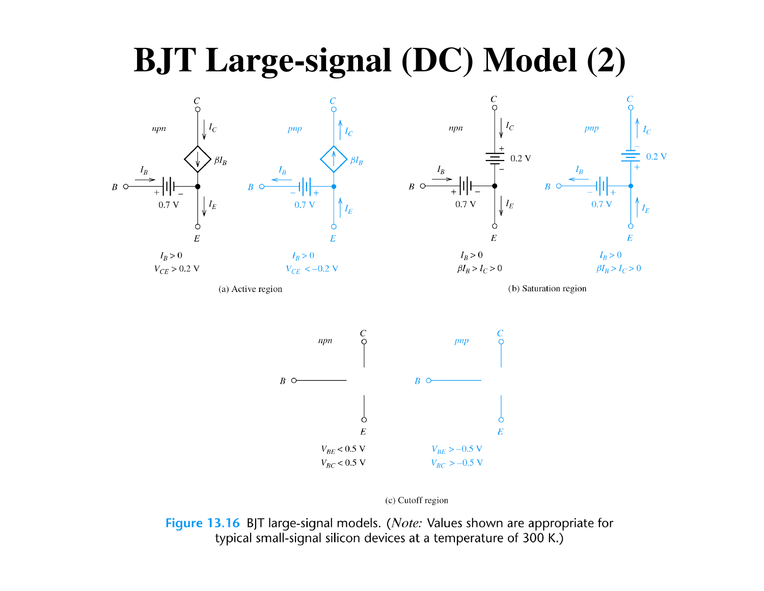# BJT Large-signal (DC) Model (2)

*npn*

$I_B > 0$

$V_{CE} > 0.2$ V

*pnp*

$I_B > 0$

$V_{CE} < -0.2$ V

(a) Active region

*npn*

$I_B > 0$

$\beta I_B > I_C > 0$

*pnp*

$I_B > 0$

$\beta I_B > I_C > 0$

(b) Saturation region

*npn*

$V_{BE} < 0.5$ V

$V_{BC} < 0.5$ V

*pnp*

$V_{BE} > -0.5$ V

$V_{BC} > -0.5$ V

(c) Cutoff region

**Figure 13.16** BJT large-signal models. (*Note:* Values shown are appropriate for typical small-signal silicon devices at a temperature of 300 K.)